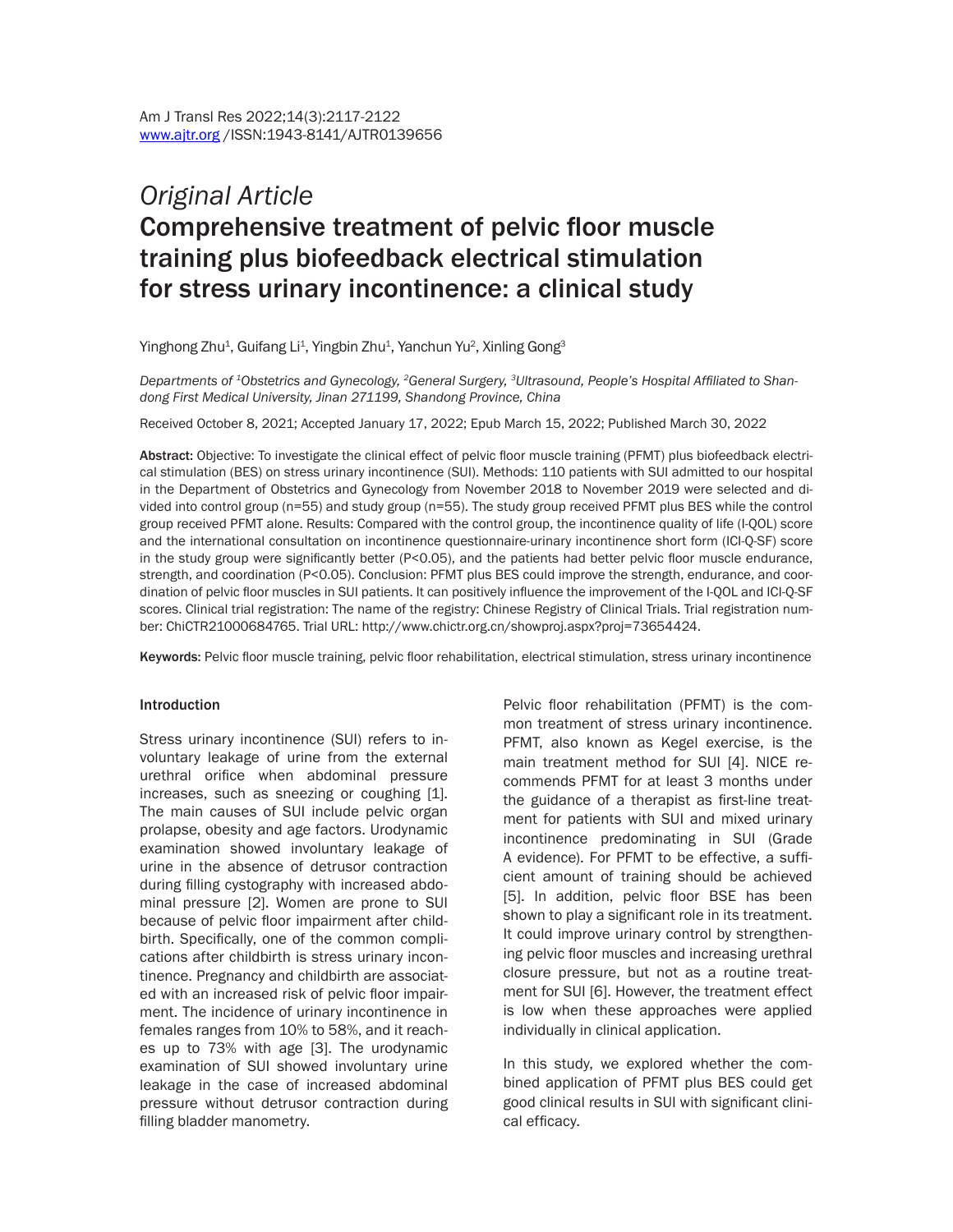*Original Article*

# Comprehensive treatment of pelvic floor muscle training plus biofeedback electrical stimulation for stress urinary incontinence: a clinical study

Yinghong Zhu[1], Guifang Li[1], Yingbin Zhu[1], Yanchun Yu[2], Xinling Gong[3]

*Departments of [1]Obstetrics and Gynecology, [2]General Surgery, [3]Ultrasound, People's Hospital Affiliated to Shandong First Medical University, Jinan 271199, Shandong Province, China*

Received October 8, 2021; Accepted January 17, 2022; Epub March 15, 2022; Published March 30, 2022

**Abstract:** Objective: To investigate the clinical effect of pelvic floor muscle training (PFMT) plus biofeedback electrical stimulation (BES) on stress urinary incontinence (SUI). Methods: 110 patients with SUI admitted to our hospital in the Department of Obstetrics and Gynecology from November 2018 to November 2019 were selected and divided into control group (n=55) and study group (n=55). The study group received PFMT plus BES while the control group received PFMT alone. Results: Compared with the control group, the incontinence quality of life (I-QOL) score and the international consultation on incontinence questionnaire-urinary incontinence short form (ICI-Q-SF) score in the study group were significantly better (P<0.05), and the patients had better pelvic floor muscle endurance, strength, and coordination (P<0.05). Conclusion: PFMT plus BES could improve the strength, endurance, and coordination of pelvic floor muscles in SUI patients. It can positively influence the improvement of the I-QOL and ICI-Q-SF scores. Clinical trial registration: The name of the registry: Chinese Registry of Clinical Trials. Trial registration number: ChiCTR21000684765. Trial URL: http://www.chictr.org.cn/showproj.aspx?proj=73654424.

**Keywords:** Pelvic floor muscle training, pelvic floor rehabilitation, electrical stimulation, stress urinary incontinence

## Introduction

Stress urinary incontinence (SUI) refers to involuntary leakage of urine from the external urethral orifice when abdominal pressure increases, such as sneezing or coughing [1]. The main causes of SUI include pelvic organ prolapse, obesity and age factors. Urodynamic examination showed involuntary leakage of urine in the absence of detrusor contraction during filling cystography with increased abdominal pressure [2]. Women are prone to SUI because of pelvic floor impairment after childbirth. Specifically, one of the common complications after childbirth is stress urinary incontinence. Pregnancy and childbirth are associated with an increased risk of pelvic floor impairment. The incidence of urinary incontinence in females ranges from 10% to 58%, and it reaches up to 73% with age [3]. The urodynamic examination of SUI showed involuntary urine leakage in the case of increased abdominal pressure without detrusor contraction during filling bladder manometry.

Pelvic floor rehabilitation (PFMT) is the common treatment of stress urinary incontinence. PFMT, also known as Kegel exercise, is the main treatment method for SUI [4]. NICE recommends PFMT for at least 3 months under the guidance of a therapist as first-line treatment for patients with SUI and mixed urinary incontinence predominating in SUI (Grade A evidence). For PFMT to be effective, a sufficient amount of training should be achieved [5]. In addition, pelvic floor BSE has been shown to play a significant role in its treatment. It could improve urinary control by strengthening pelvic floor muscles and increasing urethral closure pressure, but not as a routine treatment for SUI [6]. However, the treatment effect is low when these approaches were applied individually in clinical application.

In this study, we explored whether the combined application of PFMT plus BES could get good clinical results in SUI with significant clinical efficacy.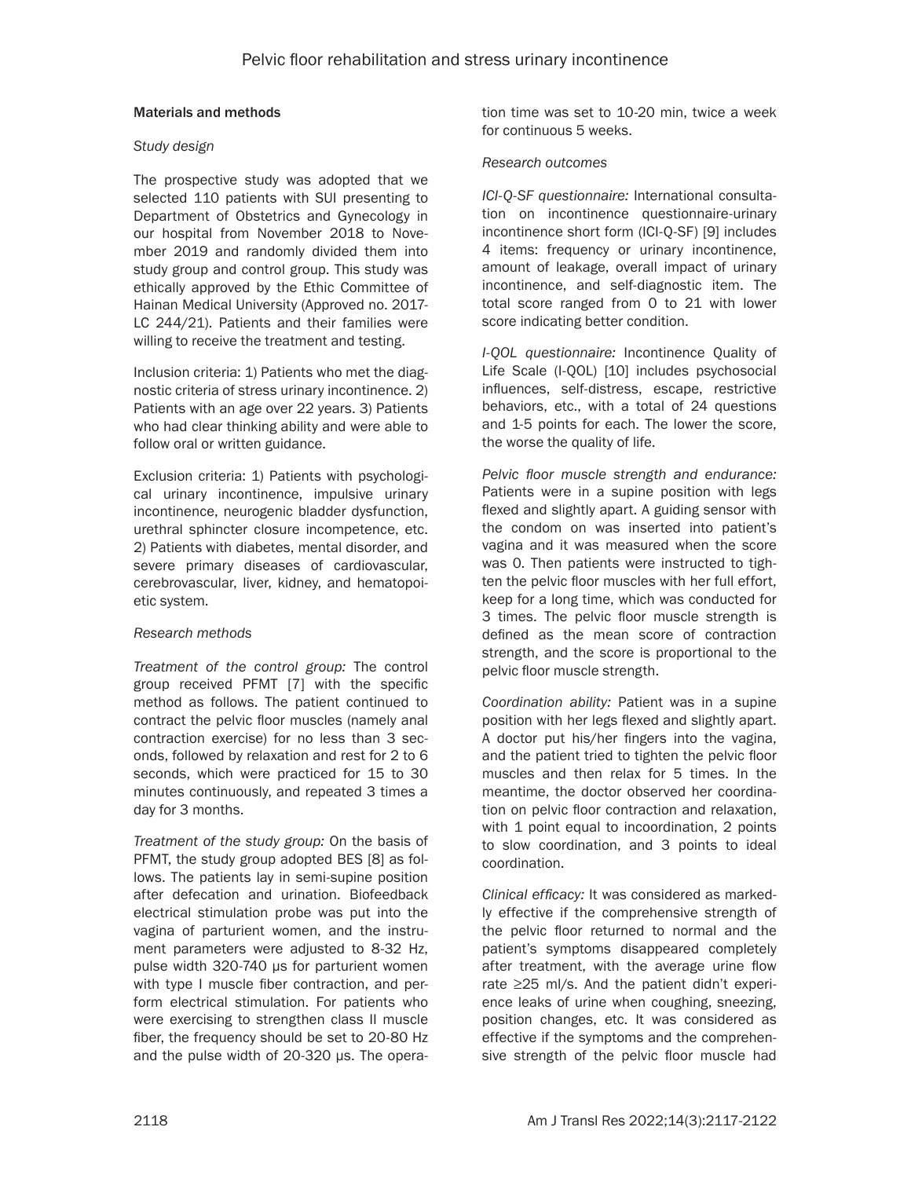## Materials and methods

### *Study design*

The prospective study was adopted that we selected 110 patients with SUI presenting to Department of Obstetrics and Gynecology in our hospital from November 2018 to November 2019 and randomly divided them into study group and control group. This study was ethically approved by the Ethic Committee of Hainan Medical University (Approved no. 2017-LC 244/21). Patients and their families were willing to receive the treatment and testing.

Inclusion criteria: 1) Patients who met the diagnostic criteria of stress urinary incontinence. 2) Patients with an age over 22 years. 3) Patients who had clear thinking ability and were able to follow oral or written guidance.

Exclusion criteria: 1) Patients with psychological urinary incontinence, impulsive urinary incontinence, neurogenic bladder dysfunction, urethral sphincter closure incompetence, etc. 2) Patients with diabetes, mental disorder, and severe primary diseases of cardiovascular, cerebrovascular, liver, kidney, and hematopoietic system.

### *Research methods*

*Treatment of the control group:* The control group received PFMT [7] with the specific method as follows. The patient continued to contract the pelvic floor muscles (namely anal contraction exercise) for no less than 3 seconds, followed by relaxation and rest for 2 to 6 seconds, which were practiced for 15 to 30 minutes continuously, and repeated 3 times a day for 3 months.

*Treatment of the study group:* On the basis of PFMT, the study group adopted BES [8] as follows. The patients lay in semi-supine position after defecation and urination. Biofeedback electrical stimulation probe was put into the vagina of parturient women, and the instrument parameters were adjusted to 8-32 Hz, pulse width 320-740 μs for parturient women with type I muscle fiber contraction, and perform electrical stimulation. For patients who were exercising to strengthen class II muscle fiber, the frequency should be set to 20-80 Hz and the pulse width of 20-320 μs. The operation time was set to 10-20 min, twice a week for continuous 5 weeks.

### *Research outcomes*

*ICI-Q-SF questionnaire:* International consultation on incontinence questionnaire-urinary incontinence short form (ICI-Q-SF) [9] includes 4 items: frequency or urinary incontinence, amount of leakage, overall impact of urinary incontinence, and self-diagnostic item. The total score ranged from 0 to 21 with lower score indicating better condition.

*I-QOL questionnaire:* Incontinence Quality of Life Scale (I-QOL) [10] includes psychosocial influences, self-distress, escape, restrictive behaviors, etc., with a total of 24 questions and 1-5 points for each. The lower the score, the worse the quality of life.

*Pelvic floor muscle strength and endurance:* Patients were in a supine position with legs flexed and slightly apart. A guiding sensor with the condom on was inserted into patient's vagina and it was measured when the score was 0. Then patients were instructed to tighten the pelvic floor muscles with her full effort, keep for a long time, which was conducted for 3 times. The pelvic floor muscle strength is defined as the mean score of contraction strength, and the score is proportional to the pelvic floor muscle strength.

*Coordination ability:* Patient was in a supine position with her legs flexed and slightly apart. A doctor put his/her fingers into the vagina, and the patient tried to tighten the pelvic floor muscles and then relax for 5 times. In the meantime, the doctor observed her coordination on pelvic floor contraction and relaxation, with 1 point equal to incoordination, 2 points to slow coordination, and 3 points to ideal coordination.

*Clinical efficacy:* It was considered as markedly effective if the comprehensive strength of the pelvic floor returned to normal and the patient's symptoms disappeared completely after treatment, with the average urine flow rate ≥25 ml/s. And the patient didn't experience leaks of urine when coughing, sneezing, position changes, etc. It was considered as effective if the symptoms and the comprehensive strength of the pelvic floor muscle had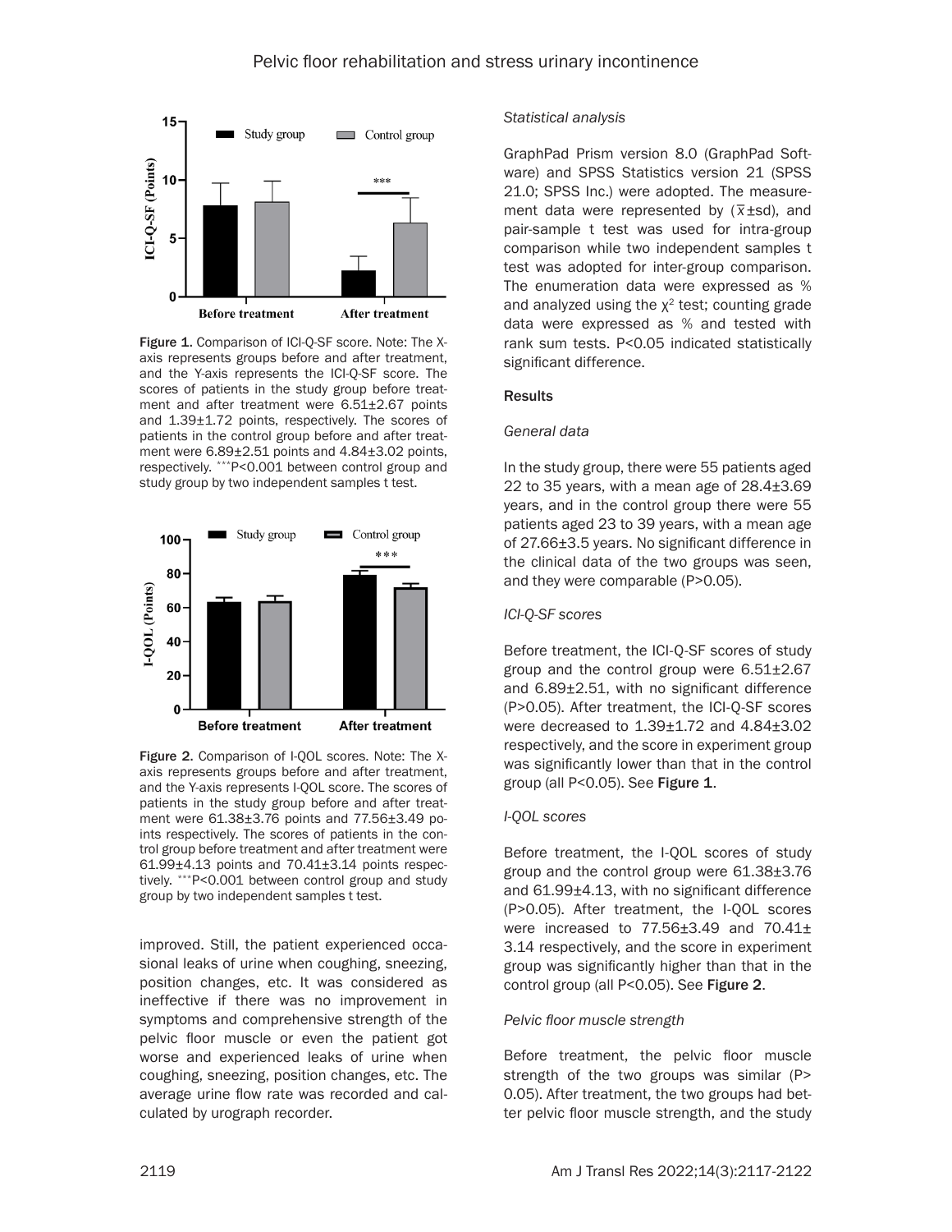Figure 1. Comparison of ICI-Q-SF score. Note: The X-axis represents groups before and after treatment, and the Y-axis represents the ICI-Q-SF score. The scores of patients in the study group before treatment and after treatment were 6.51±2.67 points and 1.39±1.72 points, respectively. The scores of patients in the control group before and after treatment were 6.89±2.51 points and 4.84±3.02 points, respectively. ***P<0.001 between control group and study group by two independent samples t test.

Figure 2. Comparison of I-QOL scores. Note: The X-axis represents groups before and after treatment, and the Y-axis represents I-QOL score. The scores of patients in the study group before and after treatment were 61.38±3.76 points and 77.56±3.49 points respectively. The scores of patients in the control group before treatment and after treatment were 61.99±4.13 points and 70.41±3.14 points respectively. ***P<0.001 between control group and study group by two independent samples t test.

improved. Still, the patient experienced occasional leaks of urine when coughing, sneezing, position changes, etc. It was considered as ineffective if there was no improvement in symptoms and comprehensive strength of the pelvic floor muscle or even the patient got worse and experienced leaks of urine when coughing, sneezing, position changes, etc. The average urine flow rate was recorded and calculated by urograph recorder.

*Statistical analysis*

GraphPad Prism version 8.0 (GraphPad Software) and SPSS Statistics version 21 (SPSS 21.0; SPSS Inc.) were adopted. The measurement data were represented by ($\bar{x}$±sd), and pair-sample t test was used for intra-group comparison while two independent samples t test was adopted for inter-group comparison. The enumeration data were expressed as % and analyzed using the $\chi^2$ test; counting grade data were expressed as % and tested with rank sum tests. P<0.05 indicated statistically significant difference.

## Results

*General data*

In the study group, there were 55 patients aged 22 to 35 years, with a mean age of 28.4±3.69 years, and in the control group there were 55 patients aged 23 to 39 years, with a mean age of 27.66±3.5 years. No significant difference in the clinical data of the two groups was seen, and they were comparable (P>0.05).

*ICI-Q-SF scores*

Before treatment, the ICI-Q-SF scores of study group and the control group were 6.51±2.67 and 6.89±2.51, with no significant difference (P>0.05). After treatment, the ICI-Q-SF scores were decreased to 1.39±1.72 and 4.84±3.02 respectively, and the score in experiment group was significantly lower than that in the control group (all P<0.05). See **Figure 1**.

*I-QOL scores*

Before treatment, the I-QOL scores of study group and the control group were 61.38±3.76 and 61.99±4.13, with no significant difference (P>0.05). After treatment, the I-QOL scores were increased to 77.56±3.49 and 70.41±3.14 respectively, and the score in experiment group was significantly higher than that in the control group (all P<0.05). See **Figure 2**.

*Pelvic floor muscle strength*

Before treatment, the pelvic floor muscle strength of the two groups was similar (P>0.05). After treatment, the two groups had better pelvic floor muscle strength, and the study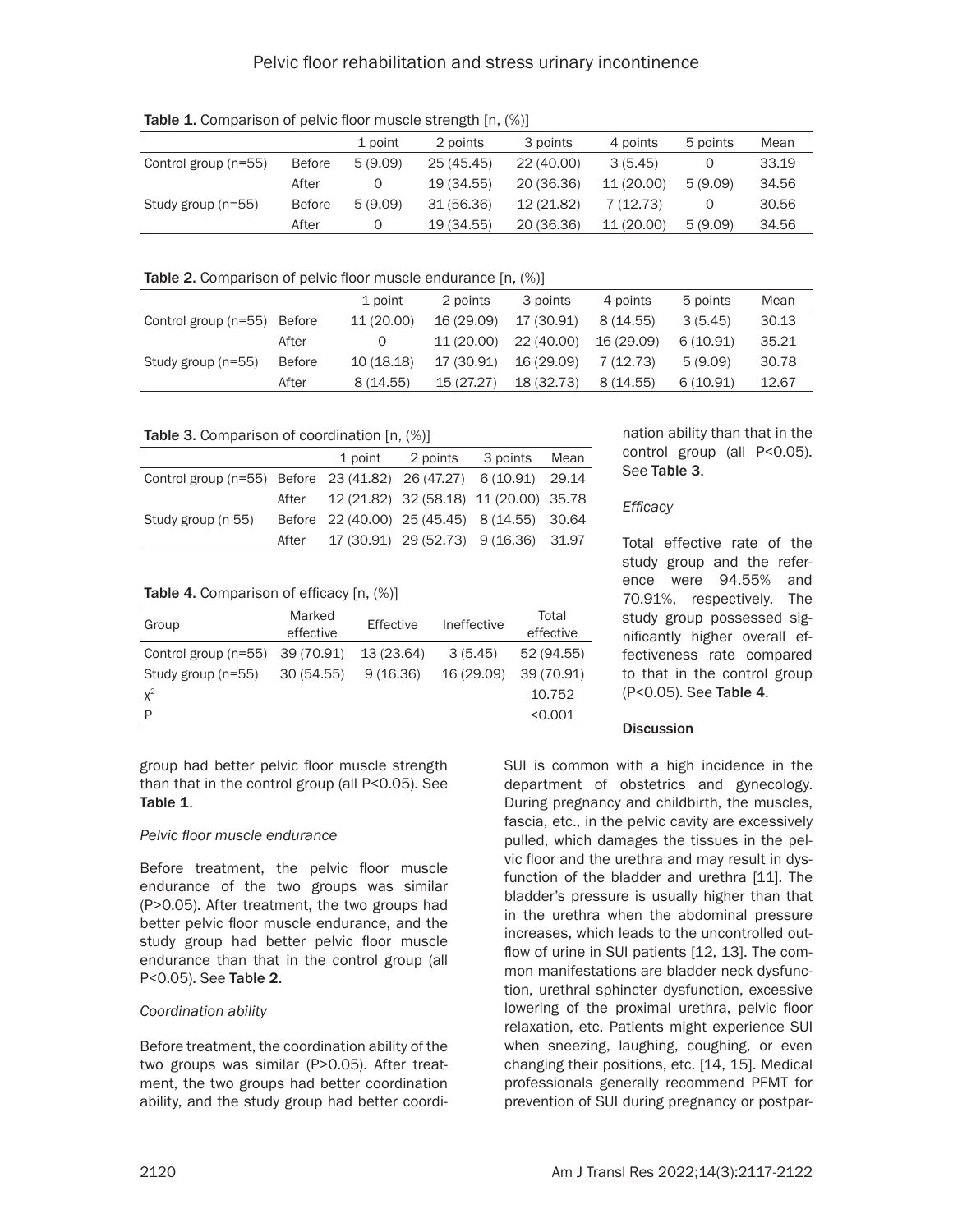**Table 1.** Comparison of pelvic floor muscle strength [n, (%)]

| | | 1 point | 2 points | 3 points | 4 points | 5 points | Mean |
|---|---|---|---|---|---|---|---|
| Control group (n=55) | Before | 5 (9.09) | 25 (45.45) | 22 (40.00) | 3 (5.45) | 0 | 33.19 |
| | After | 0 | 19 (34.55) | 20 (36.36) | 11 (20.00) | 5 (9.09) | 34.56 |
| Study group (n=55) | Before | 5 (9.09) | 31 (56.36) | 12 (21.82) | 7 (12.73) | 0 | 30.56 |
| | After | 0 | 19 (34.55) | 20 (36.36) | 11 (20.00) | 5 (9.09) | 34.56 |

**Table 2.** Comparison of pelvic floor muscle endurance [n, (%)]

| | | 1 point | 2 points | 3 points | 4 points | 5 points | Mean |
|---|---|---|---|---|---|---|---|
| Control group (n=55) | Before | 11 (20.00) | 16 (29.09) | 17 (30.91) | 8 (14.55) | 3 (5.45) | 30.13 |
| | After | 0 | 11 (20.00) | 22 (40.00) | 16 (29.09) | 6 (10.91) | 35.21 |
| Study group (n=55) | Before | 10 (18.18) | 17 (30.91) | 16 (29.09) | 7 (12.73) | 5 (9.09) | 30.78 |
| | After | 8 (14.55) | 15 (27.27) | 18 (32.73) | 8 (14.55) | 6 (10.91) | 12.67 |

**Table 3.** Comparison of coordination [n, (%)]

| | | 1 point | 2 points | 3 points | Mean |
|---|---|---|---|---|---|
| Control group (n=55) | Before | 23 (41.82) | 26 (47.27) | 6 (10.91) | 29.14 |
| | After | 12 (21.82) | 32 (58.18) | 11 (20.00) | 35.78 |
| Study group (n 55) | Before | 22 (40.00) | 25 (45.45) | 8 (14.55) | 30.64 |
| | After | 17 (30.91) | 29 (52.73) | 9 (16.36) | 31.97 |

**Table 4.** Comparison of efficacy [n, (%)]

| Group | Marked effective | Effective | Ineffective | Total effective |
|---|---|---|---|---|
| Control group (n=55) | 39 (70.91) | 13 (23.64) | 3 (5.45) | 52 (94.55) |
| Study group (n=55) | 30 (54.55) | 9 (16.36) | 16 (29.09) | 39 (70.91) |
| $\chi^2$ | | | | 10.752 |
| P | | | | <0.001 |

group had better pelvic floor muscle strength than that in the control group (all P<0.05). See **Table 1**.

*Pelvic floor muscle endurance*

Before treatment, the pelvic floor muscle endurance of the two groups was similar (P>0.05). After treatment, the two groups had better pelvic floor muscle endurance, and the study group had better pelvic floor muscle endurance than that in the control group (all P<0.05). See **Table 2**.

*Coordination ability*

Before treatment, the coordination ability of the two groups was similar (P>0.05). After treatment, the two groups had better coordination ability, and the study group had better coordination ability than that in the control group (all P<0.05). See **Table 3**.

*Efficacy*

Total effective rate of the study group and the reference were 94.55% and 70.91%, respectively. The study group possessed significantly higher overall effectiveness rate compared to that in the control group (P<0.05). See **Table 4**.

## Discussion

SUI is common with a high incidence in the department of obstetrics and gynecology. During pregnancy and childbirth, the muscles, fascia, etc., in the pelvic cavity are excessively pulled, which damages the tissues in the pelvic floor and the urethra and may result in dysfunction of the bladder and urethra [11]. The bladder's pressure is usually higher than that in the urethra when the abdominal pressure increases, which leads to the uncontrolled outflow of urine in SUI patients [12, 13]. The common manifestations are bladder neck dysfunction, urethral sphincter dysfunction, excessive lowering of the proximal urethra, pelvic floor relaxation, etc. Patients might experience SUI when sneezing, laughing, coughing, or even changing their positions, etc. [14, 15]. Medical professionals generally recommend PFMT for prevention of SUI during pregnancy or postpar-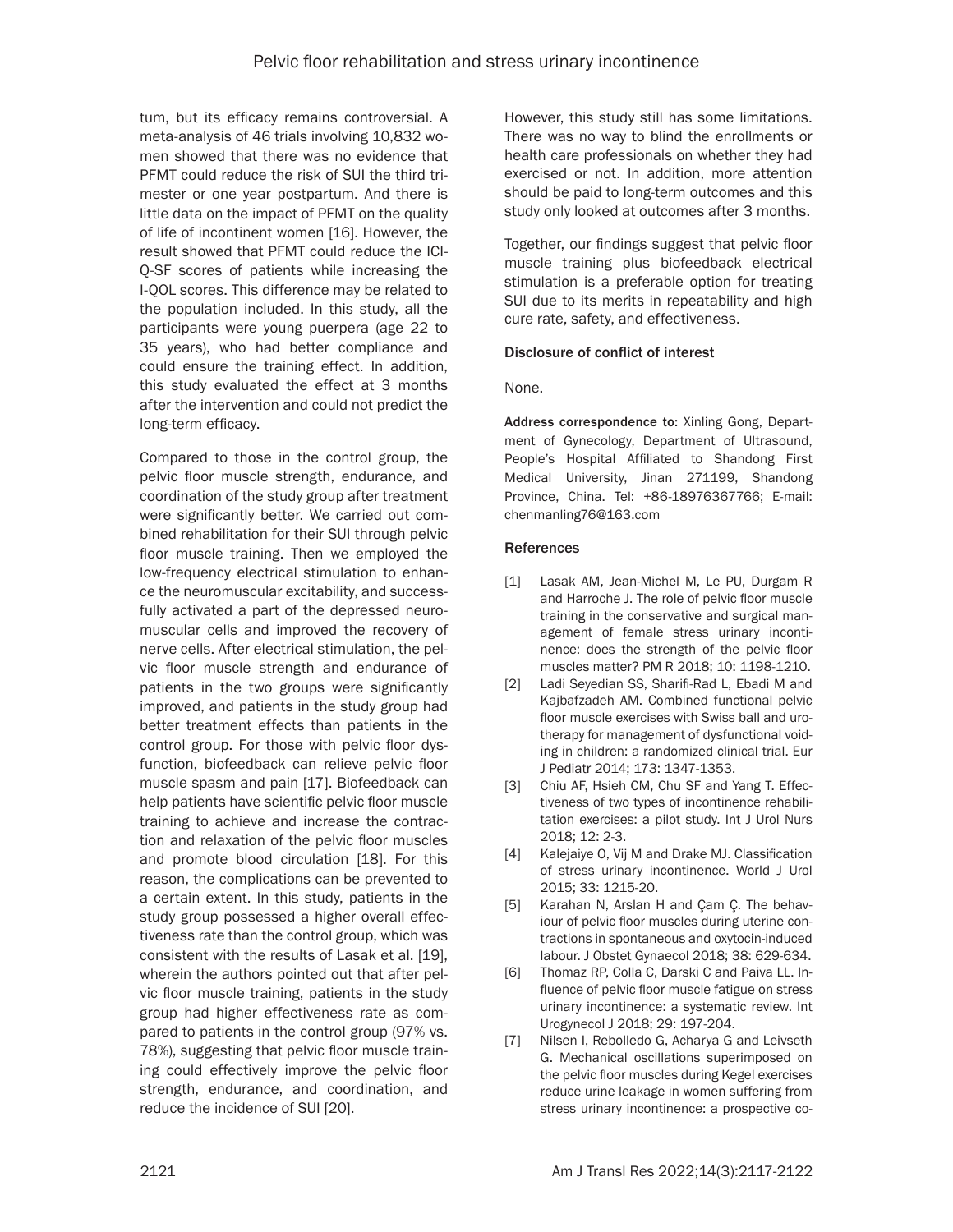tum, but its efficacy remains controversial. A meta-analysis of 46 trials involving 10,832 women showed that there was no evidence that PFMT could reduce the risk of SUI the third trimester or one year postpartum. And there is little data on the impact of PFMT on the quality of life of incontinent women [16]. However, the result showed that PFMT could reduce the ICI-Q-SF scores of patients while increasing the I-QOL scores. This difference may be related to the population included. In this study, all the participants were young puerpera (age 22 to 35 years), who had better compliance and could ensure the training effect. In addition, this study evaluated the effect at 3 months after the intervention and could not predict the long-term efficacy.

Compared to those in the control group, the pelvic floor muscle strength, endurance, and coordination of the study group after treatment were significantly better. We carried out combined rehabilitation for their SUI through pelvic floor muscle training. Then we employed the low-frequency electrical stimulation to enhance the neuromuscular excitability, and successfully activated a part of the depressed neuromuscular cells and improved the recovery of nerve cells. After electrical stimulation, the pelvic floor muscle strength and endurance of patients in the two groups were significantly improved, and patients in the study group had better treatment effects than patients in the control group. For those with pelvic floor dysfunction, biofeedback can relieve pelvic floor muscle spasm and pain [17]. Biofeedback can help patients have scientific pelvic floor muscle training to achieve and increase the contraction and relaxation of the pelvic floor muscles and promote blood circulation [18]. For this reason, the complications can be prevented to a certain extent. In this study, patients in the study group possessed a higher overall effectiveness rate than the control group, which was consistent with the results of Lasak et al. [19], wherein the authors pointed out that after pelvic floor muscle training, patients in the study group had higher effectiveness rate as compared to patients in the control group (97% vs. 78%), suggesting that pelvic floor muscle training could effectively improve the pelvic floor strength, endurance, and coordination, and reduce the incidence of SUI [20].

However, this study still has some limitations. There was no way to blind the enrollments or health care professionals on whether they had exercised or not. In addition, more attention should be paid to long-term outcomes and this study only looked at outcomes after 3 months.

Together, our findings suggest that pelvic floor muscle training plus biofeedback electrical stimulation is a preferable option for treating SUI due to its merits in repeatability and high cure rate, safety, and effectiveness.

#### Disclosure of conflict of interest

None.

**Address correspondence to:** Xinling Gong, Department of Gynecology, Department of Ultrasound, People's Hospital Affiliated to Shandong First Medical University, Jinan 271199, Shandong Province, China. Tel: +86-18976367766; E-mail: chenmanling76@163.com

## References

[1] Lasak AM, Jean-Michel M, Le PU, Durgam R and Harroche J. The role of pelvic floor muscle training in the conservative and surgical management of female stress urinary incontinence: does the strength of the pelvic floor muscles matter? PM R 2018; 10: 1198-1210.

[2] Ladi Seyedian SS, Sharifi-Rad L, Ebadi M and Kajbafzadeh AM. Combined functional pelvic floor muscle exercises with Swiss ball and urotherapy for management of dysfunctional voiding in children: a randomized clinical trial. Eur J Pediatr 2014; 173: 1347-1353.

[3] Chiu AF, Hsieh CM, Chu SF and Yang T. Effectiveness of two types of incontinence rehabilitation exercises: a pilot study. Int J Urol Nurs 2018; 12: 2-3.

[4] Kalejaiye O, Vij M and Drake MJ. Classification of stress urinary incontinence. World J Urol 2015; 33: 1215-20.

[5] Karahan N, Arslan H and Çam Ç. The behaviour of pelvic floor muscles during uterine contractions in spontaneous and oxytocin-induced labour. J Obstet Gynaecol 2018; 38: 629-634.

[6] Thomaz RP, Colla C, Darski C and Paiva LL. Influence of pelvic floor muscle fatigue on stress urinary incontinence: a systematic review. Int Urogynecol J 2018; 29: 197-204.

[7] Nilsen I, Rebolledo G, Acharya G and Leivseth G. Mechanical oscillations superimposed on the pelvic floor muscles during Kegel exercises reduce urine leakage in women suffering from stress urinary incontinence: a prospective co-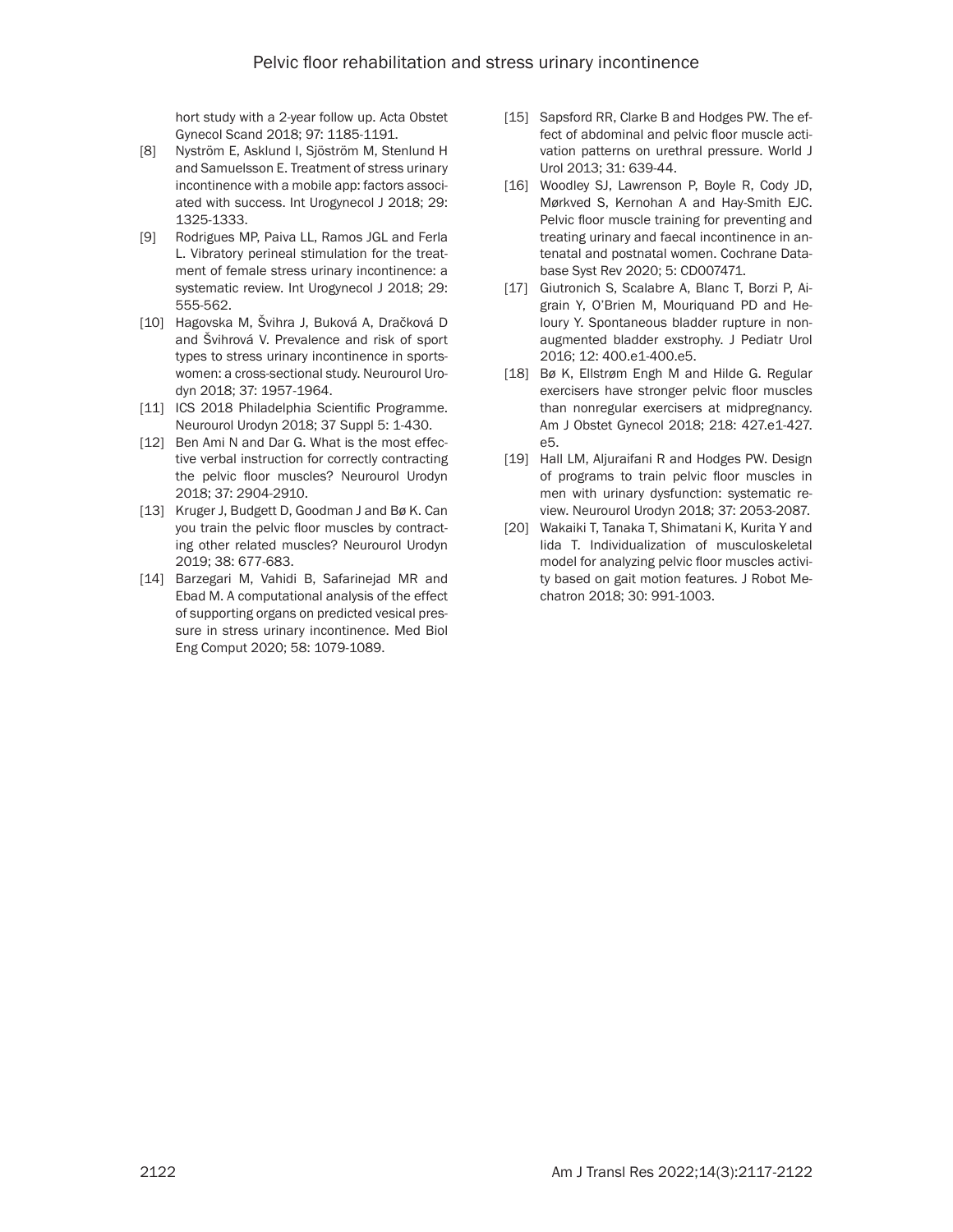hort study with a 2-year follow up. Acta Obstet Gynecol Scand 2018; 97: 1185-1191.

[8] Nyström E, Asklund I, Sjöström M, Stenlund H and Samuelsson E. Treatment of stress urinary incontinence with a mobile app: factors associated with success. Int Urogynecol J 2018; 29: 1325-1333.

[9] Rodrigues MP, Paiva LL, Ramos JGL and Ferla L. Vibratory perineal stimulation for the treatment of female stress urinary incontinence: a systematic review. Int Urogynecol J 2018; 29: 555-562.

[10] Hagovska M, Švihra J, Buková A, Dračková D and Švihrová V. Prevalence and risk of sport types to stress urinary incontinence in sportswomen: a cross-sectional study. Neurourol Urodyn 2018; 37: 1957-1964.

[11] ICS 2018 Philadelphia Scientific Programme. Neurourol Urodyn 2018; 37 Suppl 5: 1-430.

[12] Ben Ami N and Dar G. What is the most effective verbal instruction for correctly contracting the pelvic floor muscles? Neurourol Urodyn 2018; 37: 2904-2910.

[13] Kruger J, Budgett D, Goodman J and Bø K. Can you train the pelvic floor muscles by contracting other related muscles? Neurourol Urodyn 2019; 38: 677-683.

[14] Barzegari M, Vahidi B, Safarinejad MR and Ebad M. A computational analysis of the effect of supporting organs on predicted vesical pressure in stress urinary incontinence. Med Biol Eng Comput 2020; 58: 1079-1089.

[15] Sapsford RR, Clarke B and Hodges PW. The effect of abdominal and pelvic floor muscle activation patterns on urethral pressure. World J Urol 2013; 31: 639-44.

[16] Woodley SJ, Lawrenson P, Boyle R, Cody JD, Mørkved S, Kernohan A and Hay-Smith EJC. Pelvic floor muscle training for preventing and treating urinary and faecal incontinence in antenatal and postnatal women. Cochrane Database Syst Rev 2020; 5: CD007471.

[17] Giutronich S, Scalabre A, Blanc T, Borzi P, Aigrain Y, O'Brien M, Mouriquand PD and Heloury Y. Spontaneous bladder rupture in non-augmented bladder exstrophy. J Pediatr Urol 2016; 12: 400.e1-400.e5.

[18] Bø K, Ellstrøm Engh M and Hilde G. Regular exercisers have stronger pelvic floor muscles than nonregular exercisers at midpregnancy. Am J Obstet Gynecol 2018; 218: 427.e1-427.e5.

[19] Hall LM, Aljuraifani R and Hodges PW. Design of programs to train pelvic floor muscles in men with urinary dysfunction: systematic review. Neurourol Urodyn 2018; 37: 2053-2087.

[20] Wakaiki T, Tanaka T, Shimatani K, Kurita Y and Iida T. Individualization of musculoskeletal model for analyzing pelvic floor muscles activity based on gait motion features. J Robot Mechatron 2018; 30: 991-1003.